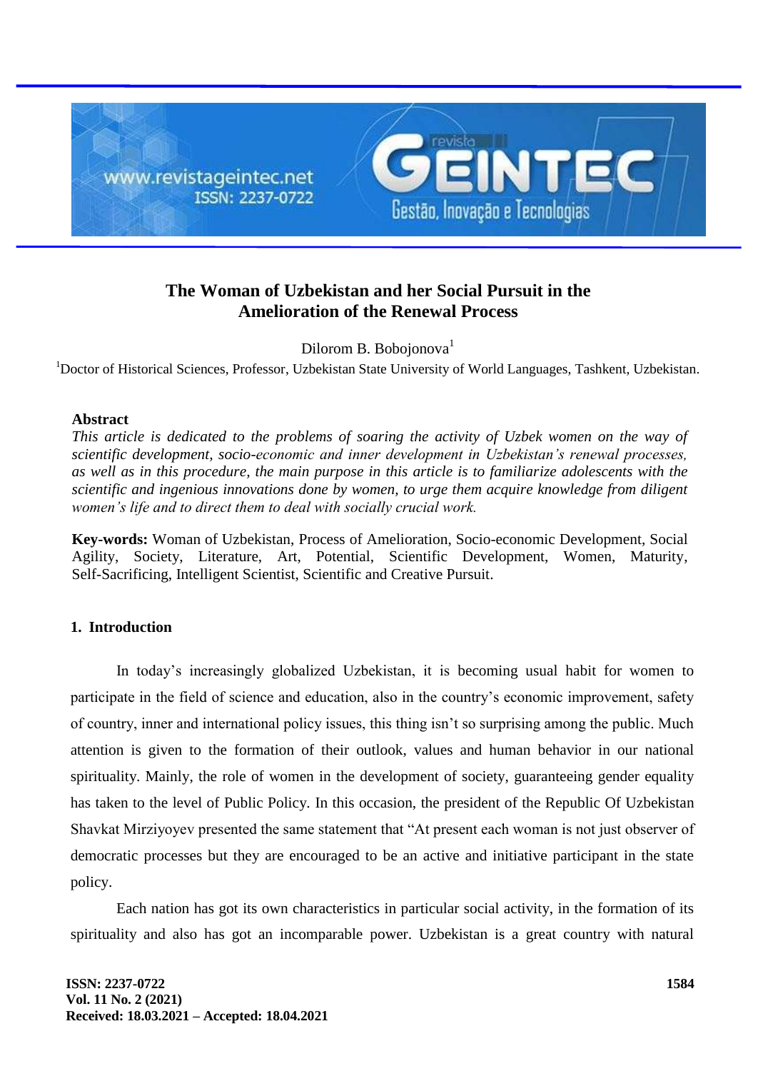# The Woman of Uzbekistan and her Social Pursuit in the Amelioration of the Renewal Process

Dilorom B. Bobojonova[1]

[1]Doctor of Historical Sciences, Professor, Uzbekistan State University of World Languages, Tashkent, Uzbekistan.

**Abstract**

*This article is dedicated to the problems of soaring the activity of Uzbek women on the way of scientific development, socio-economic and inner development in Uzbekistan's renewal processes, as well as in this procedure, the main purpose in this article is to familiarize adolescents with the scientific and ingenious innovations done by women, to urge them acquire knowledge from diligent women's life and to direct them to deal with socially crucial work.*

**Key-words:** Woman of Uzbekistan, Process of Amelioration, Socio-economic Development, Social Agility, Society, Literature, Art, Potential, Scientific Development, Women, Maturity, Self-Sacrificing, Intelligent Scientist, Scientific and Creative Pursuit.

## 1. Introduction

In today's increasingly globalized Uzbekistan, it is becoming usual habit for women to participate in the field of science and education, also in the country's economic improvement, safety of country, inner and international policy issues, this thing isn't so surprising among the public. Much attention is given to the formation of their outlook, values and human behavior in our national spirituality. Mainly, the role of women in the development of society, guaranteeing gender equality has taken to the level of Public Policy. In this occasion, the president of the Republic Of Uzbekistan Shavkat Mirziyoyev presented the same statement that "At present each woman is not just observer of democratic processes but they are encouraged to be an active and initiative participant in the state policy.

Each nation has got its own characteristics in particular social activity, in the formation of its spirituality and also has got an incomparable power. Uzbekistan is a great country with natural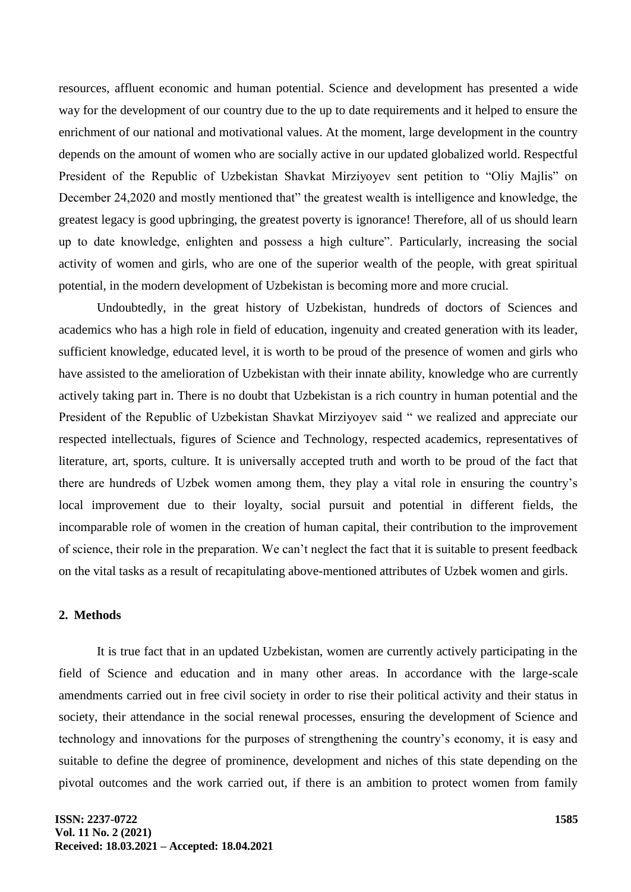resources, affluent economic and human potential. Science and development has presented a wide way for the development of our country due to the up to date requirements and it helped to ensure the enrichment of our national and motivational values. At the moment, large development in the country depends on the amount of women who are socially active in our updated globalized world. Respectful President of the Republic of Uzbekistan Shavkat Mirziyoyev sent petition to "Oliy Majlis" on December 24,2020 and mostly mentioned that" the greatest wealth is intelligence and knowledge, the greatest legacy is good upbringing, the greatest poverty is ignorance! Therefore, all of us should learn up to date knowledge, enlighten and possess a high culture". Particularly, increasing the social activity of women and girls, who are one of the superior wealth of the people, with great spiritual potential, in the modern development of Uzbekistan is becoming more and more crucial.

Undoubtedly, in the great history of Uzbekistan, hundreds of doctors of Sciences and academics who has a high role in field of education, ingenuity and created generation with its leader, sufficient knowledge, educated level, it is worth to be proud of the presence of women and girls who have assisted to the amelioration of Uzbekistan with their innate ability, knowledge who are currently actively taking part in. There is no doubt that Uzbekistan is a rich country in human potential and the President of the Republic of Uzbekistan Shavkat Mirziyoyev said " we realized and appreciate our respected intellectuals, figures of Science and Technology, respected academics, representatives of literature, art, sports, culture. It is universally accepted truth and worth to be proud of the fact that there are hundreds of Uzbek women among them, they play a vital role in ensuring the country's local improvement due to their loyalty, social pursuit and potential in different fields, the incomparable role of women in the creation of human capital, their contribution to the improvement of science, their role in the preparation. We can't neglect the fact that it is suitable to present feedback on the vital tasks as a result of recapitulating above-mentioned attributes of Uzbek women and girls.

## 2. Methods

It is true fact that in an updated Uzbekistan, women are currently actively participating in the field of Science and education and in many other areas. In accordance with the large-scale amendments carried out in free civil society in order to rise their political activity and their status in society, their attendance in the social renewal processes, ensuring the development of Science and technology and innovations for the purposes of strengthening the country's economy, it is easy and suitable to define the degree of prominence, development and niches of this state depending on the pivotal outcomes and the work carried out, if there is an ambition to protect women from family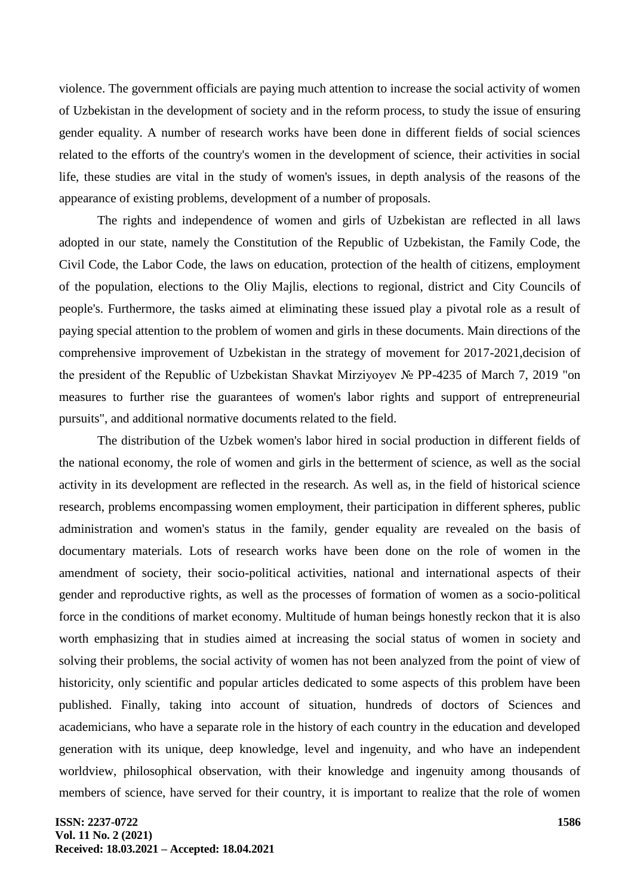violence. The government officials are paying much attention to increase the social activity of women of Uzbekistan in the development of society and in the reform process, to study the issue of ensuring gender equality. A number of research works have been done in different fields of social sciences related to the efforts of the country's women in the development of science, their activities in social life, these studies are vital in the study of women's issues, in depth analysis of the reasons of the appearance of existing problems, development of a number of proposals.

The rights and independence of women and girls of Uzbekistan are reflected in all laws adopted in our state, namely the Constitution of the Republic of Uzbekistan, the Family Code, the Civil Code, the Labor Code, the laws on education, protection of the health of citizens, employment of the population, elections to the Oliy Majlis, elections to regional, district and City Councils of people's. Furthermore, the tasks aimed at eliminating these issued play a pivotal role as a result of paying special attention to the problem of women and girls in these documents. Main directions of the comprehensive improvement of Uzbekistan in the strategy of movement for 2017-2021,decision of the president of the Republic of Uzbekistan Shavkat Mirziyoyev № PP-4235 of March 7, 2019 "on measures to further rise the guarantees of women's labor rights and support of entrepreneurial pursuits", and additional normative documents related to the field.

The distribution of the Uzbek women's labor hired in social production in different fields of the national economy, the role of women and girls in the betterment of science, as well as the social activity in its development are reflected in the research. As well as, in the field of historical science research, problems encompassing women employment, their participation in different spheres, public administration and women's status in the family, gender equality are revealed on the basis of documentary materials. Lots of research works have been done on the role of women in the amendment of society, their socio-political activities, national and international aspects of their gender and reproductive rights, as well as the processes of formation of women as a socio-political force in the conditions of market economy. Multitude of human beings honestly reckon that it is also worth emphasizing that in studies aimed at increasing the social status of women in society and solving their problems, the social activity of women has not been analyzed from the point of view of historicity, only scientific and popular articles dedicated to some aspects of this problem have been published. Finally, taking into account of situation, hundreds of doctors of Sciences and academicians, who have a separate role in the history of each country in the education and developed generation with its unique, deep knowledge, level and ingenuity, and who have an independent worldview, philosophical observation, with their knowledge and ingenuity among thousands of members of science, have served for their country, it is important to realize that the role of women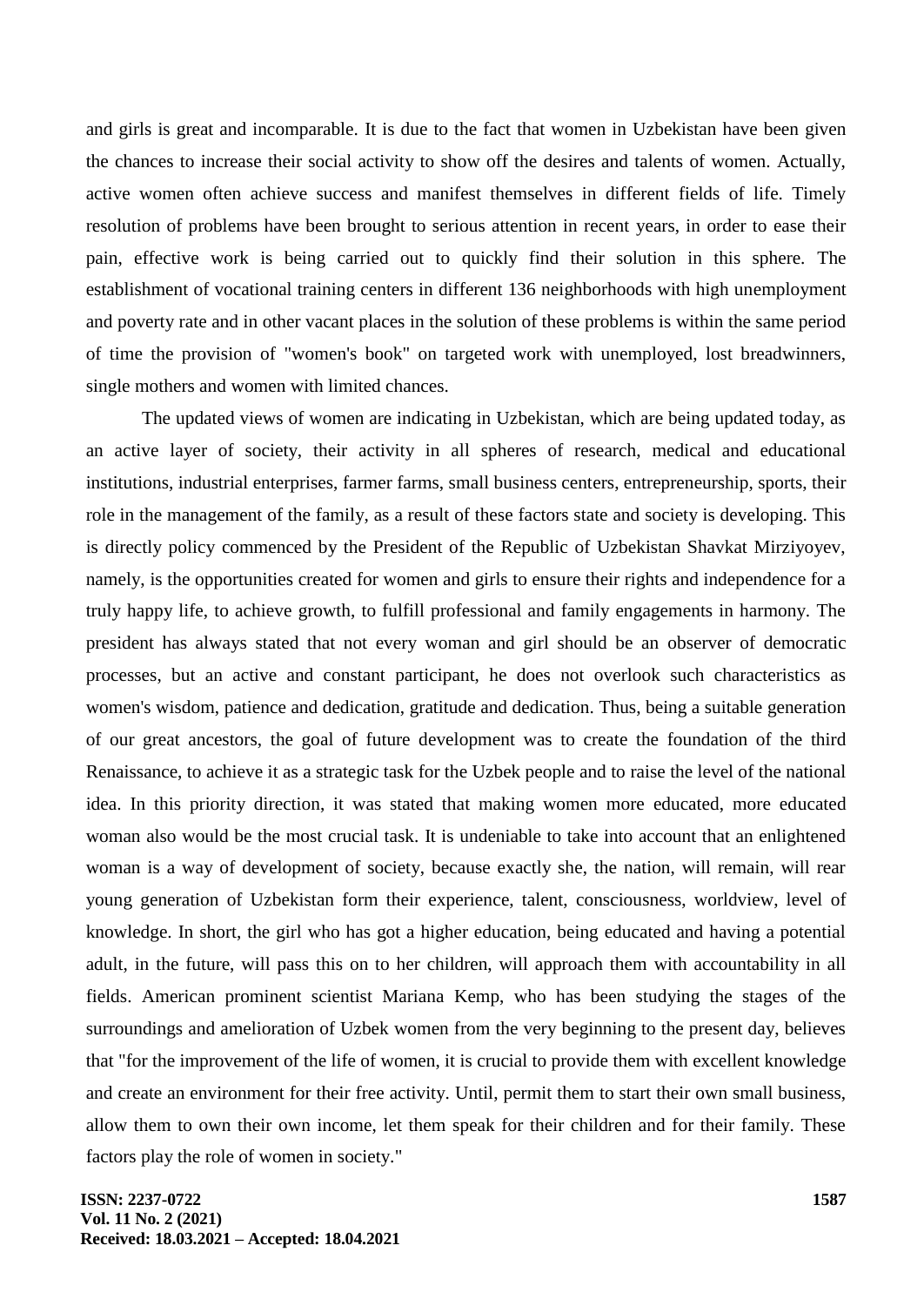and girls is great and incomparable. It is due to the fact that women in Uzbekistan have been given the chances to increase their social activity to show off the desires and talents of women. Actually, active women often achieve success and manifest themselves in different fields of life. Timely resolution of problems have been brought to serious attention in recent years, in order to ease their pain, effective work is being carried out to quickly find their solution in this sphere. The establishment of vocational training centers in different 136 neighborhoods with high unemployment and poverty rate and in other vacant places in the solution of these problems is within the same period of time the provision of "women's book" on targeted work with unemployed, lost breadwinners, single mothers and women with limited chances.

The updated views of women are indicating in Uzbekistan, which are being updated today, as an active layer of society, their activity in all spheres of research, medical and educational institutions, industrial enterprises, farmer farms, small business centers, entrepreneurship, sports, their role in the management of the family, as a result of these factors state and society is developing. This is directly policy commenced by the President of the Republic of Uzbekistan Shavkat Mirziyoyev, namely, is the opportunities created for women and girls to ensure their rights and independence for a truly happy life, to achieve growth, to fulfill professional and family engagements in harmony. The president has always stated that not every woman and girl should be an observer of democratic processes, but an active and constant participant, he does not overlook such characteristics as women's wisdom, patience and dedication, gratitude and dedication. Thus, being a suitable generation of our great ancestors, the goal of future development was to create the foundation of the third Renaissance, to achieve it as a strategic task for the Uzbek people and to raise the level of the national idea. In this priority direction, it was stated that making women more educated, more educated woman also would be the most crucial task. It is undeniable to take into account that an enlightened woman is a way of development of society, because exactly she, the nation, will remain, will rear young generation of Uzbekistan form their experience, talent, consciousness, worldview, level of knowledge. In short, the girl who has got a higher education, being educated and having a potential adult, in the future, will pass this on to her children, will approach them with accountability in all fields. American prominent scientist Mariana Kemp, who has been studying the stages of the surroundings and amelioration of Uzbek women from the very beginning to the present day, believes that "for the improvement of the life of women, it is crucial to provide them with excellent knowledge and create an environment for their free activity. Until, permit them to start their own small business, allow them to own their own income, let them speak for their children and for their family. These factors play the role of women in society."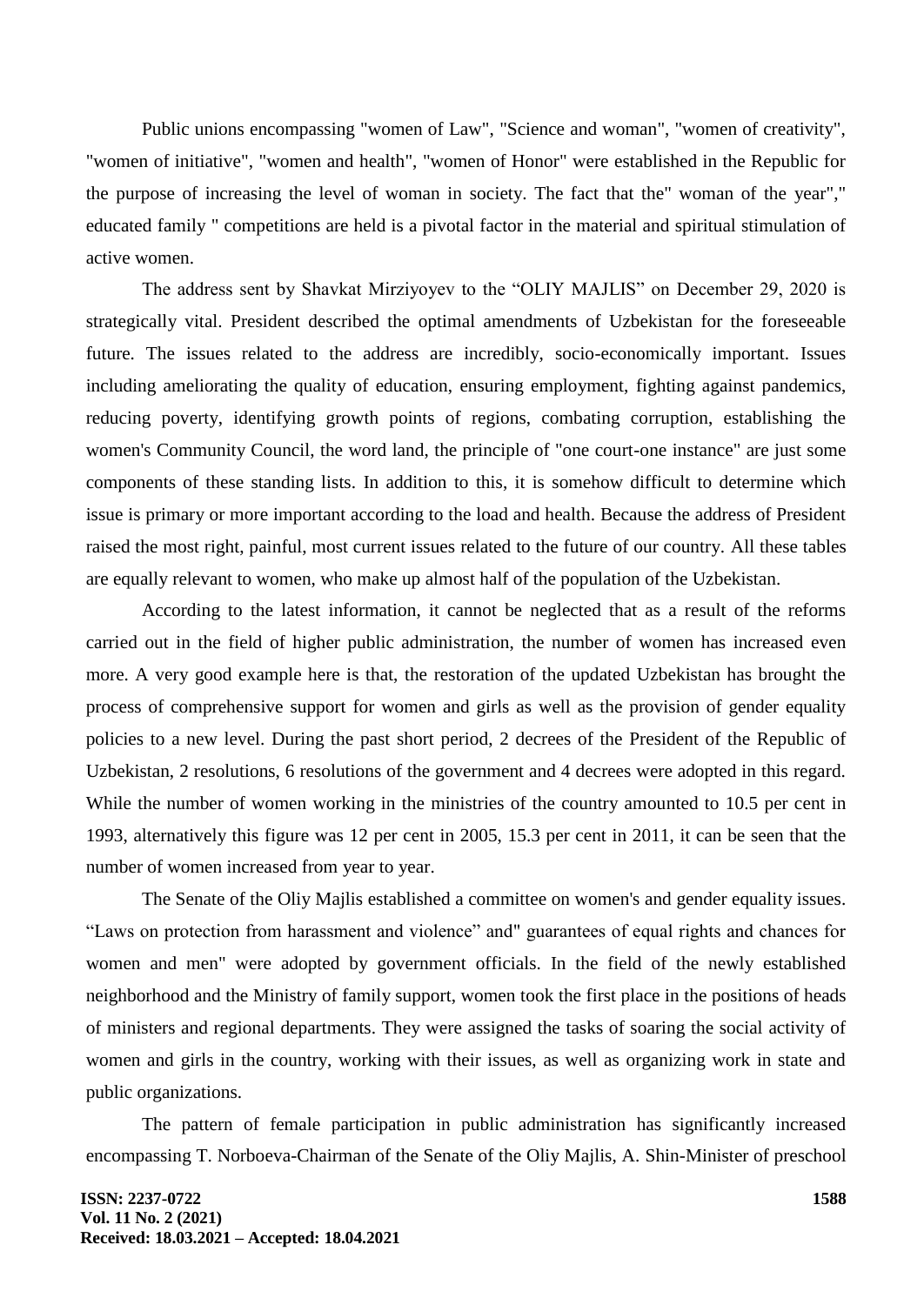Public unions encompassing "women of Law", "Science and woman", "women of creativity", "women of initiative", "women and health", "women of Honor" were established in the Republic for the purpose of increasing the level of woman in society. The fact that the" woman of the year"," educated family " competitions are held is a pivotal factor in the material and spiritual stimulation of active women.

The address sent by Shavkat Mirziyoyev to the “OLIY MAJLIS” on December 29, 2020 is strategically vital. President described the optimal amendments of Uzbekistan for the foreseeable future. The issues related to the address are incredibly, socio-economically important. Issues including ameliorating the quality of education, ensuring employment, fighting against pandemics, reducing poverty, identifying growth points of regions, combating corruption, establishing the women's Community Council, the word land, the principle of "one court-one instance" are just some components of these standing lists. In addition to this, it is somehow difficult to determine which issue is primary or more important according to the load and health. Because the address of President raised the most right, painful, most current issues related to the future of our country. All these tables are equally relevant to women, who make up almost half of the population of the Uzbekistan.

According to the latest information, it cannot be neglected that as a result of the reforms carried out in the field of higher public administration, the number of women has increased even more. A very good example here is that, the restoration of the updated Uzbekistan has brought the process of comprehensive support for women and girls as well as the provision of gender equality policies to a new level. During the past short period, 2 decrees of the President of the Republic of Uzbekistan, 2 resolutions, 6 resolutions of the government and 4 decrees were adopted in this regard. While the number of women working in the ministries of the country amounted to 10.5 per cent in 1993, alternatively this figure was 12 per cent in 2005, 15.3 per cent in 2011, it can be seen that the number of women increased from year to year.

The Senate of the Oliy Majlis established a committee on women's and gender equality issues. “Laws on protection from harassment and violence” and" guarantees of equal rights and chances for women and men" were adopted by government officials. In the field of the newly established neighborhood and the Ministry of family support, women took the first place in the positions of heads of ministers and regional departments. They were assigned the tasks of soaring the social activity of women and girls in the country, working with their issues, as well as organizing work in state and public organizations.

The pattern of female participation in public administration has significantly increased encompassing T. Norboeva-Chairman of the Senate of the Oliy Majlis, A. Shin-Minister of preschool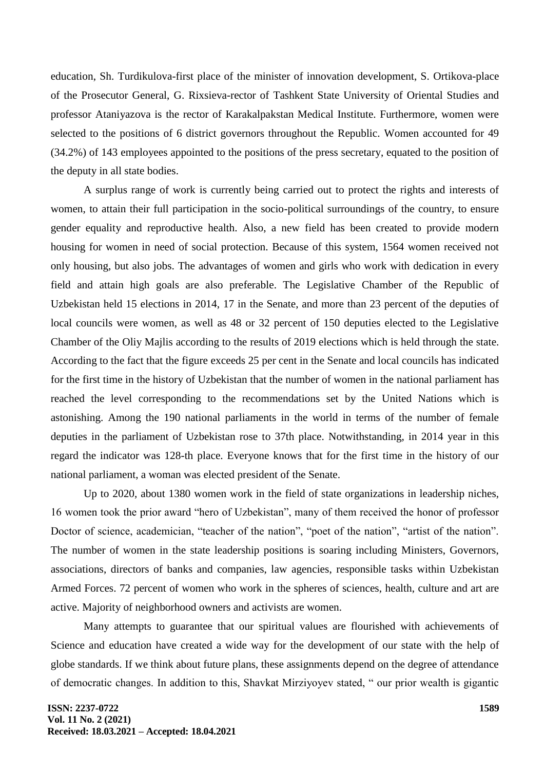education, Sh. Turdikulova-first place of the minister of innovation development, S. Ortikova-place of the Prosecutor General, G. Rixsieva-rector of Tashkent State University of Oriental Studies and professor Ataniyazova is the rector of Karakalpakstan Medical Institute. Furthermore, women were selected to the positions of 6 district governors throughout the Republic. Women accounted for 49 (34.2%) of 143 employees appointed to the positions of the press secretary, equated to the position of the deputy in all state bodies.

A surplus range of work is currently being carried out to protect the rights and interests of women, to attain their full participation in the socio-political surroundings of the country, to ensure gender equality and reproductive health. Also, a new field has been created to provide modern housing for women in need of social protection. Because of this system, 1564 women received not only housing, but also jobs. The advantages of women and girls who work with dedication in every field and attain high goals are also preferable. The Legislative Chamber of the Republic of Uzbekistan held 15 elections in 2014, 17 in the Senate, and more than 23 percent of the deputies of local councils were women, as well as 48 or 32 percent of 150 deputies elected to the Legislative Chamber of the Oliy Majlis according to the results of 2019 elections which is held through the state. According to the fact that the figure exceeds 25 per cent in the Senate and local councils has indicated for the first time in the history of Uzbekistan that the number of women in the national parliament has reached the level corresponding to the recommendations set by the United Nations which is astonishing. Among the 190 national parliaments in the world in terms of the number of female deputies in the parliament of Uzbekistan rose to 37th place. Notwithstanding, in 2014 year in this regard the indicator was 128-th place. Everyone knows that for the first time in the history of our national parliament, a woman was elected president of the Senate.

Up to 2020, about 1380 women work in the field of state organizations in leadership niches, 16 women took the prior award "hero of Uzbekistan", many of them received the honor of professor Doctor of science, academician, "teacher of the nation", "poet of the nation", "artist of the nation". The number of women in the state leadership positions is soaring including Ministers, Governors, associations, directors of banks and companies, law agencies, responsible tasks within Uzbekistan Armed Forces. 72 percent of women who work in the spheres of sciences, health, culture and art are active. Majority of neighborhood owners and activists are women.

Many attempts to guarantee that our spiritual values are flourished with achievements of Science and education have created a wide way for the development of our state with the help of globe standards. If we think about future plans, these assignments depend on the degree of attendance of democratic changes. In addition to this, Shavkat Mirziyoyev stated, " our prior wealth is gigantic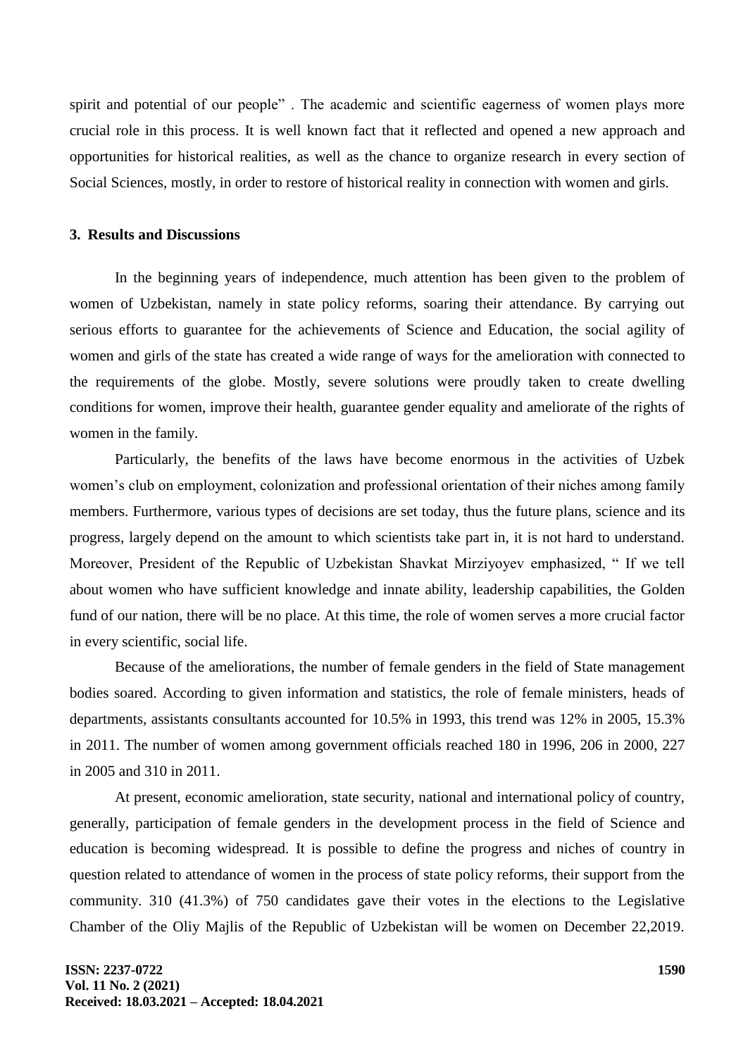spirit and potential of our people" . The academic and scientific eagerness of women plays more crucial role in this process. It is well known fact that it reflected and opened a new approach and opportunities for historical realities, as well as the chance to organize research in every section of Social Sciences, mostly, in order to restore of historical reality in connection with women and girls.

## 3. Results and Discussions

In the beginning years of independence, much attention has been given to the problem of women of Uzbekistan, namely in state policy reforms, soaring their attendance. By carrying out serious efforts to guarantee for the achievements of Science and Education, the social agility of women and girls of the state has created a wide range of ways for the amelioration with connected to the requirements of the globe. Mostly, severe solutions were proudly taken to create dwelling conditions for women, improve their health, guarantee gender equality and ameliorate of the rights of women in the family.

Particularly, the benefits of the laws have become enormous in the activities of Uzbek women's club on employment, colonization and professional orientation of their niches among family members. Furthermore, various types of decisions are set today, thus the future plans, science and its progress, largely depend on the amount to which scientists take part in, it is not hard to understand. Moreover, President of the Republic of Uzbekistan Shavkat Mirziyoyev emphasized, " If we tell about women who have sufficient knowledge and innate ability, leadership capabilities, the Golden fund of our nation, there will be no place. At this time, the role of women serves a more crucial factor in every scientific, social life.

Because of the ameliorations, the number of female genders in the field of State management bodies soared. According to given information and statistics, the role of female ministers, heads of departments, assistants consultants accounted for 10.5% in 1993, this trend was 12% in 2005, 15.3% in 2011. The number of women among government officials reached 180 in 1996, 206 in 2000, 227 in 2005 and 310 in 2011.

At present, economic amelioration, state security, national and international policy of country, generally, participation of female genders in the development process in the field of Science and education is becoming widespread. It is possible to define the progress and niches of country in question related to attendance of women in the process of state policy reforms, their support from the community. 310 (41.3%) of 750 candidates gave their votes in the elections to the Legislative Chamber of the Oliy Majlis of the Republic of Uzbekistan will be women on December 22,2019.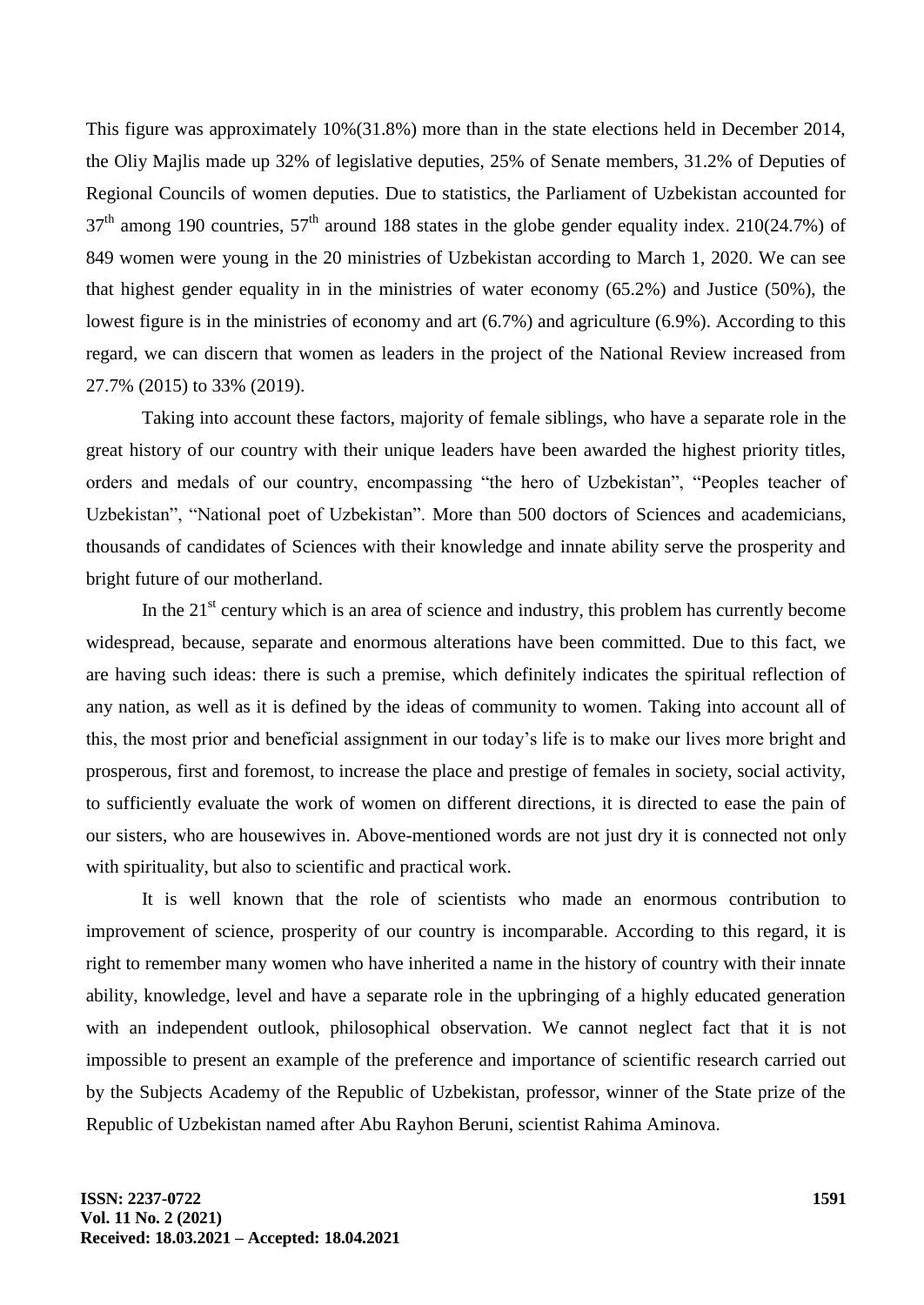This figure was approximately 10%(31.8%) more than in the state elections held in December 2014, the Oliy Majlis made up 32% of legislative deputies, 25% of Senate members, 31.2% of Deputies of Regional Councils of women deputies. Due to statistics, the Parliament of Uzbekistan accounted for 37$^{th}$ among 190 countries, 57$^{th}$ around 188 states in the globe gender equality index. 210(24.7%) of 849 women were young in the 20 ministries of Uzbekistan according to March 1, 2020. We can see that highest gender equality in in the ministries of water economy (65.2%) and Justice (50%), the lowest figure is in the ministries of economy and art (6.7%) and agriculture (6.9%). According to this regard, we can discern that women as leaders in the project of the National Review increased from 27.7% (2015) to 33% (2019).

Taking into account these factors, majority of female siblings, who have a separate role in the great history of our country with their unique leaders have been awarded the highest priority titles, orders and medals of our country, encompassing "the hero of Uzbekistan", "Peoples teacher of Uzbekistan", "National poet of Uzbekistan". More than 500 doctors of Sciences and academicians, thousands of candidates of Sciences with their knowledge and innate ability serve the prosperity and bright future of our motherland.

In the 21$^{st}$ century which is an area of science and industry, this problem has currently become widespread, because, separate and enormous alterations have been committed. Due to this fact, we are having such ideas: there is such a premise, which definitely indicates the spiritual reflection of any nation, as well as it is defined by the ideas of community to women. Taking into account all of this, the most prior and beneficial assignment in our today's life is to make our lives more bright and prosperous, first and foremost, to increase the place and prestige of females in society, social activity, to sufficiently evaluate the work of women on different directions, it is directed to ease the pain of our sisters, who are housewives in. Above-mentioned words are not just dry it is connected not only with spirituality, but also to scientific and practical work.

It is well known that the role of scientists who made an enormous contribution to improvement of science, prosperity of our country is incomparable. According to this regard, it is right to remember many women who have inherited a name in the history of country with their innate ability, knowledge, level and have a separate role in the upbringing of a highly educated generation with an independent outlook, philosophical observation. We cannot neglect fact that it is not impossible to present an example of the preference and importance of scientific research carried out by the Subjects Academy of the Republic of Uzbekistan, professor, winner of the State prize of the Republic of Uzbekistan named after Abu Rayhon Beruni, scientist Rahima Aminova.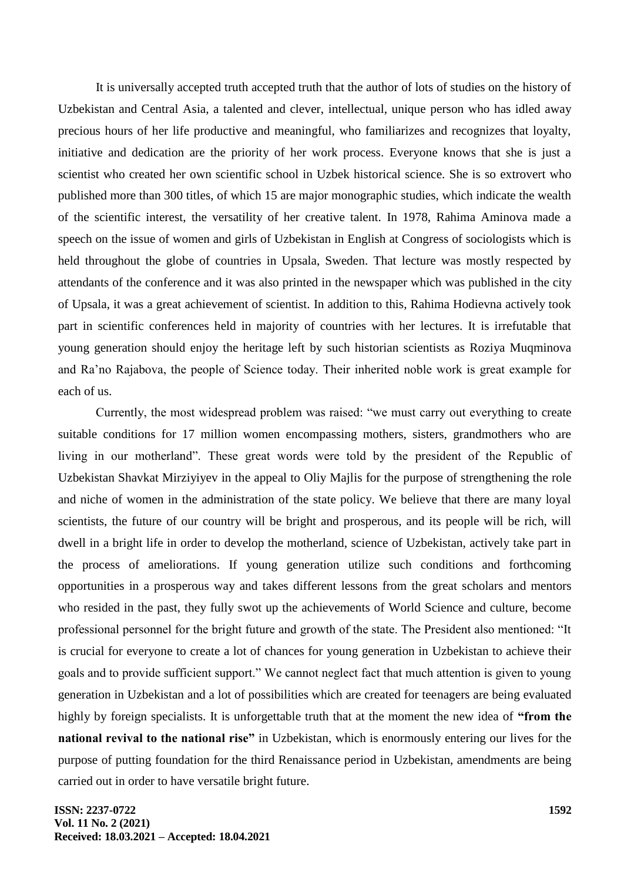It is universally accepted truth accepted truth that the author of lots of studies on the history of Uzbekistan and Central Asia, a talented and clever, intellectual, unique person who has idled away precious hours of her life productive and meaningful, who familiarizes and recognizes that loyalty, initiative and dedication are the priority of her work process. Everyone knows that she is just a scientist who created her own scientific school in Uzbek historical science. She is so extrovert who published more than 300 titles, of which 15 are major monographic studies, which indicate the wealth of the scientific interest, the versatility of her creative talent. In 1978, Rahima Aminova made a speech on the issue of women and girls of Uzbekistan in English at Congress of sociologists which is held throughout the globe of countries in Upsala, Sweden. That lecture was mostly respected by attendants of the conference and it was also printed in the newspaper which was published in the city of Upsala, it was a great achievement of scientist. In addition to this, Rahima Hodievna actively took part in scientific conferences held in majority of countries with her lectures. It is irrefutable that young generation should enjoy the heritage left by such historian scientists as Roziya Muqminova and Ra'no Rajabova, the people of Science today. Their inherited noble work is great example for each of us.

Currently, the most widespread problem was raised: "we must carry out everything to create suitable conditions for 17 million women encompassing mothers, sisters, grandmothers who are living in our motherland". These great words were told by the president of the Republic of Uzbekistan Shavkat Mirziyiyev in the appeal to Oliy Majlis for the purpose of strengthening the role and niche of women in the administration of the state policy. We believe that there are many loyal scientists, the future of our country will be bright and prosperous, and its people will be rich, will dwell in a bright life in order to develop the motherland, science of Uzbekistan, actively take part in the process of ameliorations. If young generation utilize such conditions and forthcoming opportunities in a prosperous way and takes different lessons from the great scholars and mentors who resided in the past, they fully swot up the achievements of World Science and culture, become professional personnel for the bright future and growth of the state. The President also mentioned: "It is crucial for everyone to create a lot of chances for young generation in Uzbekistan to achieve their goals and to provide sufficient support." We cannot neglect fact that much attention is given to young generation in Uzbekistan and a lot of possibilities which are created for teenagers are being evaluated highly by foreign specialists. It is unforgettable truth that at the moment the new idea of **"from the national revival to the national rise"** in Uzbekistan, which is enormously entering our lives for the purpose of putting foundation for the third Renaissance period in Uzbekistan, amendments are being carried out in order to have versatile bright future.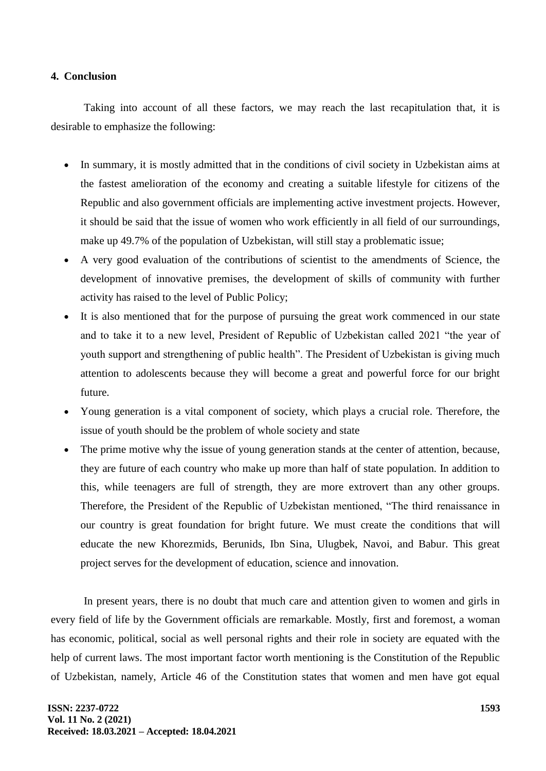## 4. Conclusion

Taking into account of all these factors, we may reach the last recapitulation that, it is desirable to emphasize the following:

- In summary, it is mostly admitted that in the conditions of civil society in Uzbekistan aims at the fastest amelioration of the economy and creating a suitable lifestyle for citizens of the Republic and also government officials are implementing active investment projects. However, it should be said that the issue of women who work efficiently in all field of our surroundings, make up 49.7% of the population of Uzbekistan, will still stay a problematic issue;
- A very good evaluation of the contributions of scientist to the amendments of Science, the development of innovative premises, the development of skills of community with further activity has raised to the level of Public Policy;
- It is also mentioned that for the purpose of pursuing the great work commenced in our state and to take it to a new level, President of Republic of Uzbekistan called 2021 "the year of youth support and strengthening of public health". The President of Uzbekistan is giving much attention to adolescents because they will become a great and powerful force for our bright future.
- Young generation is a vital component of society, which plays a crucial role. Therefore, the issue of youth should be the problem of whole society and state
- The prime motive why the issue of young generation stands at the center of attention, because, they are future of each country who make up more than half of state population. In addition to this, while teenagers are full of strength, they are more extrovert than any other groups. Therefore, the President of the Republic of Uzbekistan mentioned, "The third renaissance in our country is great foundation for bright future. We must create the conditions that will educate the new Khorezmids, Berunids, Ibn Sina, Ulugbek, Navoi, and Babur. This great project serves for the development of education, science and innovation.

In present years, there is no doubt that much care and attention given to women and girls in every field of life by the Government officials are remarkable. Mostly, first and foremost, a woman has economic, political, social as well personal rights and their role in society are equated with the help of current laws. The most important factor worth mentioning is the Constitution of the Republic of Uzbekistan, namely, Article 46 of the Constitution states that women and men have got equal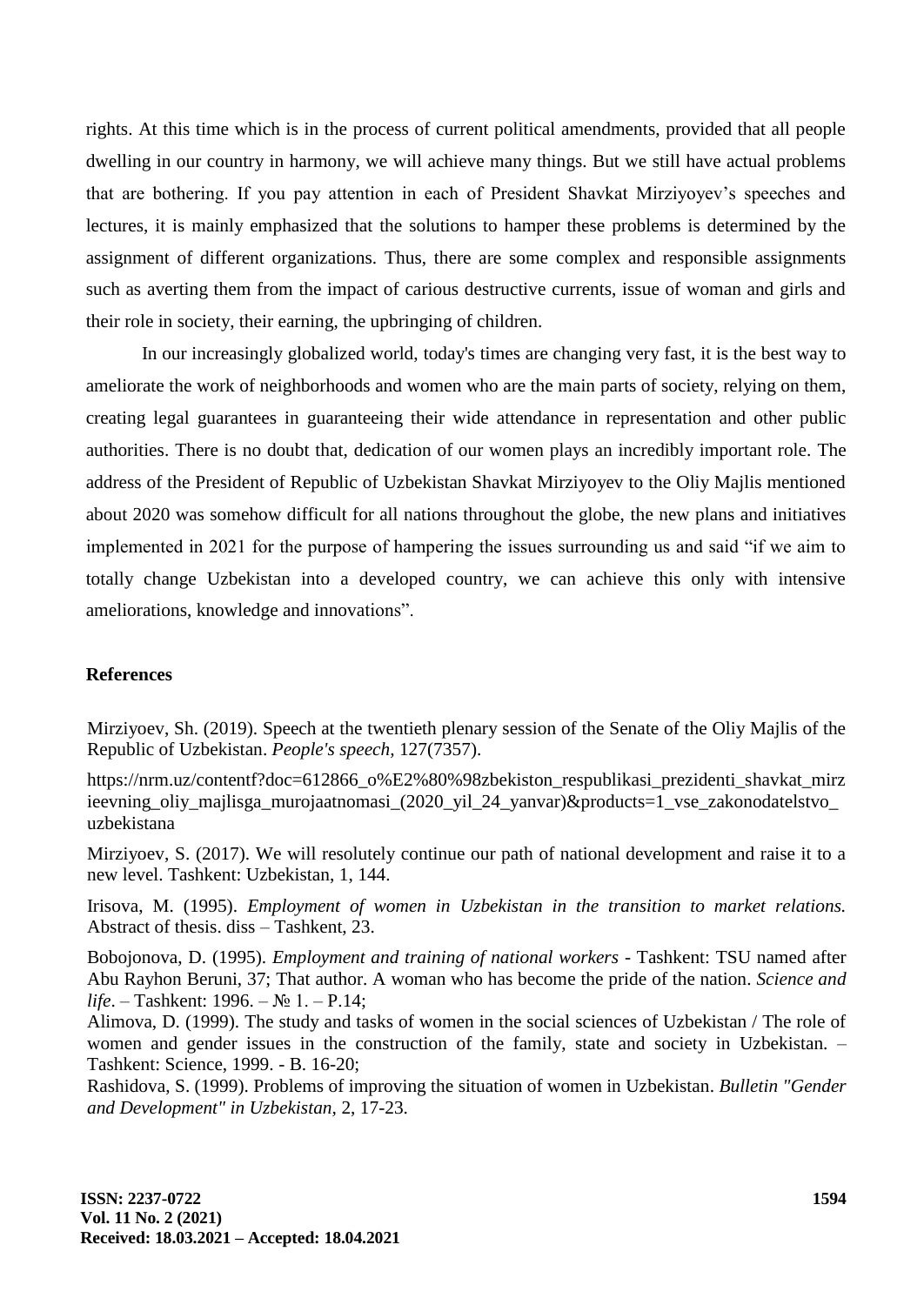rights. At this time which is in the process of current political amendments, provided that all people dwelling in our country in harmony, we will achieve many things. But we still have actual problems that are bothering. If you pay attention in each of President Shavkat Mirziyoyev's speeches and lectures, it is mainly emphasized that the solutions to hamper these problems is determined by the assignment of different organizations. Thus, there are some complex and responsible assignments such as averting them from the impact of carious destructive currents, issue of woman and girls and their role in society, their earning, the upbringing of children.

In our increasingly globalized world, today's times are changing very fast, it is the best way to ameliorate the work of neighborhoods and women who are the main parts of society, relying on them, creating legal guarantees in guaranteeing their wide attendance in representation and other public authorities. There is no doubt that, dedication of our women plays an incredibly important role. The address of the President of Republic of Uzbekistan Shavkat Mirziyoyev to the Oliy Majlis mentioned about 2020 was somehow difficult for all nations throughout the globe, the new plans and initiatives implemented in 2021 for the purpose of hampering the issues surrounding us and said "if we aim to totally change Uzbekistan into a developed country, we can achieve this only with intensive ameliorations, knowledge and innovations".

## References

Mirziyoev, Sh. (2019). Speech at the twentieth plenary session of the Senate of the Oliy Majlis of the Republic of Uzbekistan. *People's speech*, 127(7357).

https://nrm.uz/contentf?doc=612866_o%E2%80%98zbekiston_respublikasi_prezidenti_shavkat_mirzieevning_oliy_majlisga_murojaatnomasi_(2020_yil_24_yanvar)&products=1_vse_zakonodatelstvo_uzbekistana

Mirziyoev, S. (2017). We will resolutely continue our path of national development and raise it to a new level. Tashkent: Uzbekistan, 1, 144.

Irisova, M. (1995). *Employment of women in Uzbekistan in the transition to market relations.* Abstract of thesis. diss – Tashkent, 23.

Bobojonova, D. (1995). *Employment and training of national workers* - Tashkent: TSU named after Abu Rayhon Beruni, 37; That author. A woman who has become the pride of the nation. *Science and life*. – Tashkent: 1996. – № 1. – P.14;

Alimova, D. (1999). The study and tasks of women in the social sciences of Uzbekistan / The role of women and gender issues in the construction of the family, state and society in Uzbekistan. – Tashkent: Science, 1999. - B. 16-20;

Rashidova, S. (1999). Problems of improving the situation of women in Uzbekistan. *Bulletin "Gender and Development" in Uzbekistan*, 2, 17-23.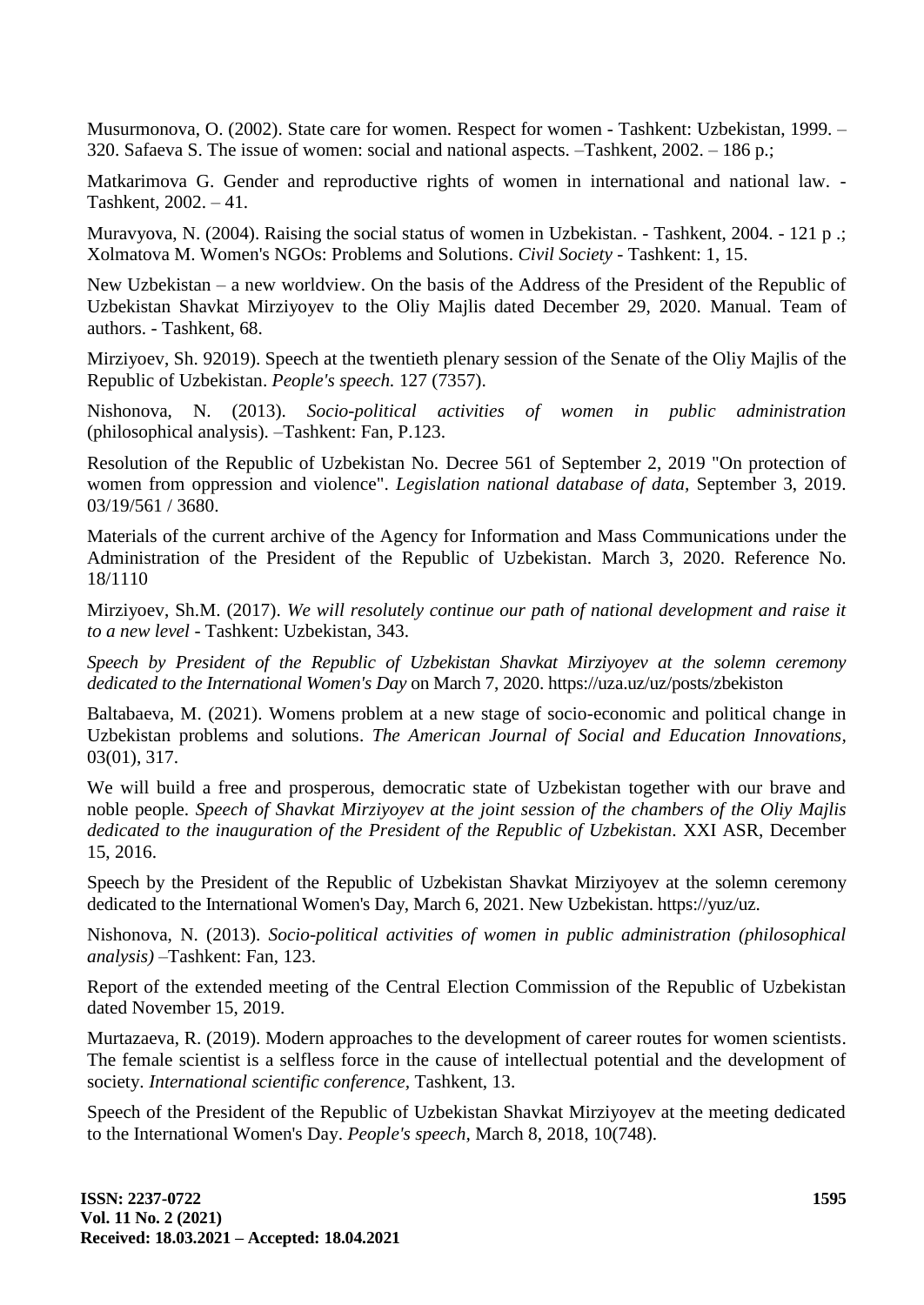Musurmonova, O. (2002). State care for women. Respect for women - Tashkent: Uzbekistan, 1999. – 320. Safaeva S. The issue of women: social and national aspects. –Tashkent, 2002. – 186 p.;

Matkarimova G. Gender and reproductive rights of women in international and national law. - Tashkent, 2002. – 41.

Muravyova, N. (2004). Raising the social status of women in Uzbekistan. - Tashkent, 2004. - 121 p .; Xolmatova M. Women's NGOs: Problems and Solutions. *Civil Society* - Tashkent: 1, 15.

New Uzbekistan – a new worldview. On the basis of the Address of the President of the Republic of Uzbekistan Shavkat Mirziyoyev to the Oliy Majlis dated December 29, 2020. Manual. Team of authors. - Tashkent, 68.

Mirziyoev, Sh. 92019). Speech at the twentieth plenary session of the Senate of the Oliy Majlis of the Republic of Uzbekistan. *People's speech.* 127 (7357).

Nishonova, N. (2013). *Socio-political activities of women in public administration* (philosophical analysis). –Tashkent: Fan, P.123.

Resolution of the Republic of Uzbekistan No. Decree 561 of September 2, 2019 "On protection of women from oppression and violence". *Legislation national database of data*, September 3, 2019. 03/19/561 / 3680.

Materials of the current archive of the Agency for Information and Mass Communications under the Administration of the President of the Republic of Uzbekistan. March 3, 2020. Reference No. 18/1110

Mirziyoev, Sh.M. (2017). *We will resolutely continue our path of national development and raise it to a new level* - Tashkent: Uzbekistan, 343.

*Speech by President of the Republic of Uzbekistan Shavkat Mirziyoyev at the solemn ceremony dedicated to the International Women's Day* on March 7, 2020. https://uza.uz/uz/posts/zbekiston

Baltabaeva, M. (2021). Womens problem at a new stage of socio-economic and political change in Uzbekistan problems and solutions. *The American Journal of Social and Education Innovations*, 03(01), 317.

We will build a free and prosperous, democratic state of Uzbekistan together with our brave and noble people. *Speech of Shavkat Mirziyoyev at the joint session of the chambers of the Oliy Majlis dedicated to the inauguration of the President of the Republic of Uzbekistan*. XXI ASR, December 15, 2016.

Speech by the President of the Republic of Uzbekistan Shavkat Mirziyoyev at the solemn ceremony dedicated to the International Women's Day, March 6, 2021. New Uzbekistan. https://yuz/uz.

Nishonova, N. (2013). *Socio-political activities of women in public administration (philosophical analysis)* –Tashkent: Fan, 123.

Report of the extended meeting of the Central Election Commission of the Republic of Uzbekistan dated November 15, 2019.

Murtazaeva, R. (2019). Modern approaches to the development of career routes for women scientists. The female scientist is a selfless force in the cause of intellectual potential and the development of society. *International scientific conference*, Tashkent, 13.

Speech of the President of the Republic of Uzbekistan Shavkat Mirziyoyev at the meeting dedicated to the International Women's Day. *People's speech*, March 8, 2018, 10(748).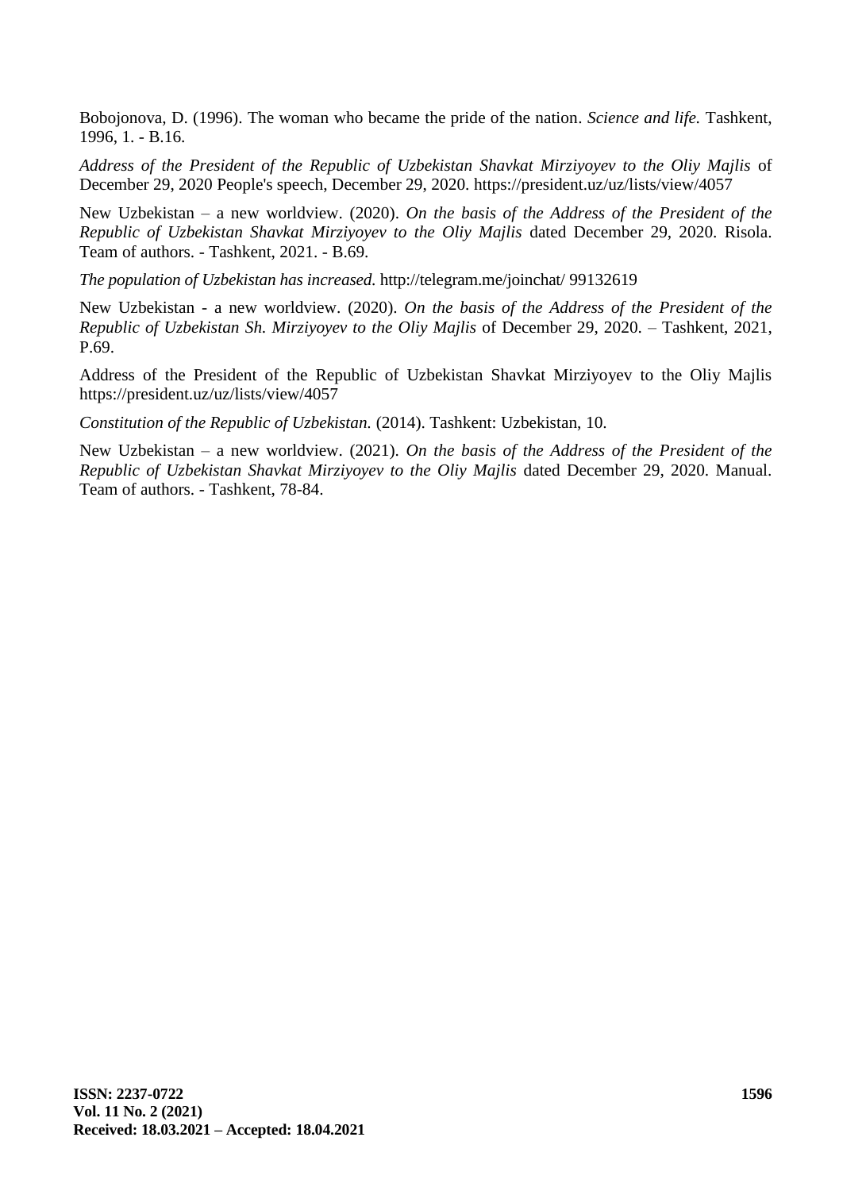Bobojonova, D. (1996). The woman who became the pride of the nation. *Science and life.* Tashkent, 1996, 1. - B.16.

*Address of the President of the Republic of Uzbekistan Shavkat Mirziyoyev to the Oliy Majlis* of December 29, 2020 People's speech, December 29, 2020. https://president.uz/uz/lists/view/4057

New Uzbekistan – a new worldview. (2020). *On the basis of the Address of the President of the Republic of Uzbekistan Shavkat Mirziyoyev to the Oliy Majlis* dated December 29, 2020. Risola. Team of authors. - Tashkent, 2021. - B.69.

*The population of Uzbekistan has increased.* http://telegram.me/joinchat/ 99132619

New Uzbekistan - a new worldview. (2020). *On the basis of the Address of the President of the Republic of Uzbekistan Sh. Mirziyoyev to the Oliy Majlis* of December 29, 2020. – Tashkent, 2021, P.69.

Address of the President of the Republic of Uzbekistan Shavkat Mirziyoyev to the Oliy Majlis https://president.uz/uz/lists/view/4057

*Constitution of the Republic of Uzbekistan.* (2014). Tashkent: Uzbekistan, 10.

New Uzbekistan – a new worldview. (2021). *On the basis of the Address of the President of the Republic of Uzbekistan Shavkat Mirziyoyev to the Oliy Majlis* dated December 29, 2020. Manual. Team of authors. - Tashkent, 78-84.

**Received: 18.03.2021 – Accepted: 18.04.2021**